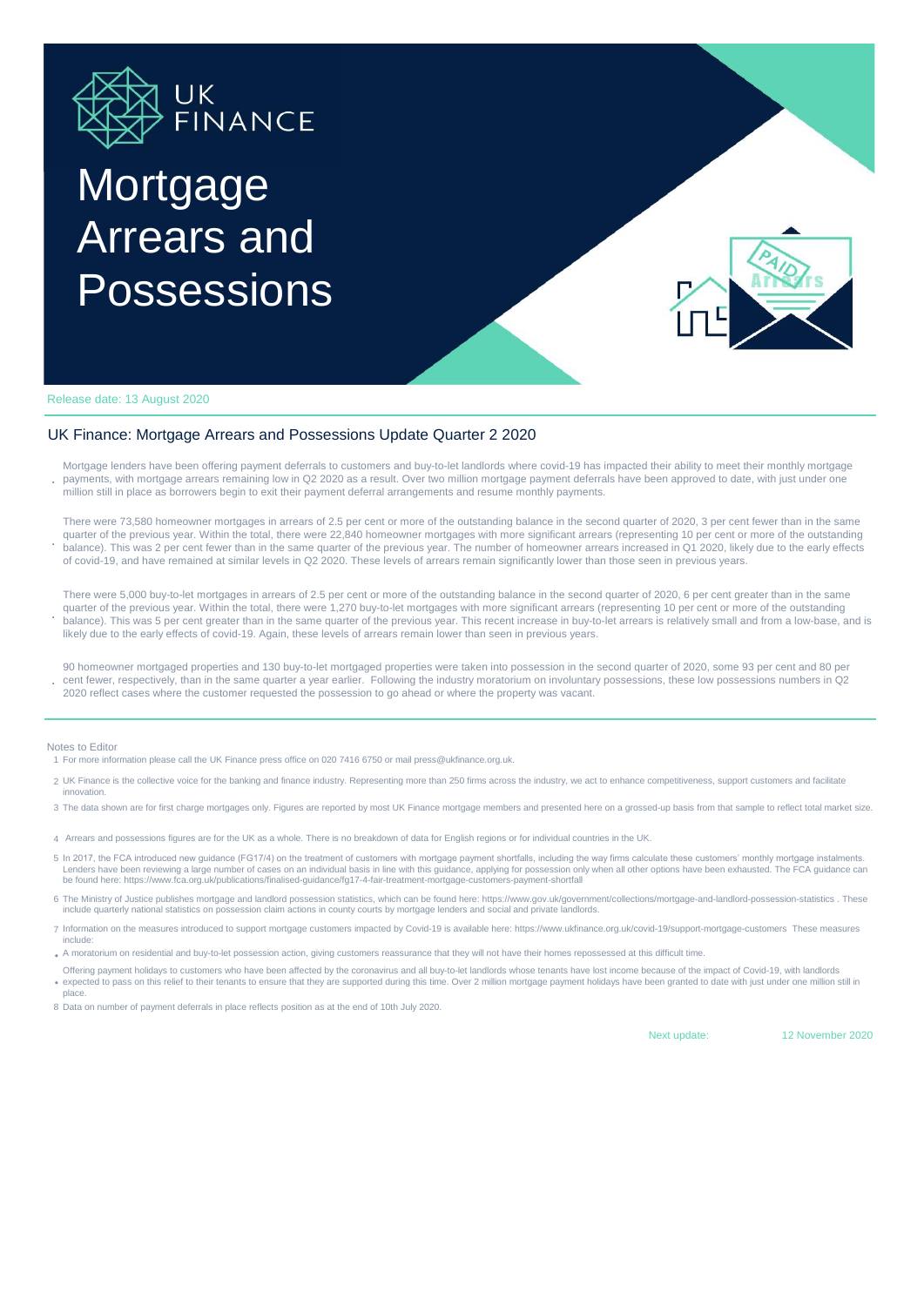# Mortgage Arrears and Possessions

Release date: 13 August 2020

## UK Finance: Mortgage Arrears and Possessions Update Quarter 2 2020

- Mortgage lenders have been offering payment deferrals to customers and buy-to-let landlords where covid-19 has impacted their ability to meet their monthly mortgage payments, with mortgage arrears remaining low in Q2 2020 as a result. Over two million mortgage payment deferrals have been approved to date, with just under one million still in place as borrowers begin to exit their payment deferral arrangements and resume monthly payments.

- There were 73,580 homeowner mortgages in arrears of 2.5 per cent or more of the outstanding balance in the second quarter of 2020, 3 per cent fewer than in the same quarter of the previous year. Within the total, there were 22,840 homeowner mortgages with more significant arrears (representing 10 per cent or more of the outstanding balance). This was 2 per cent fewer than in the same quarter of the previous year. The number of homeowner arrears increased in Q1 2020, likely due to the early effects of covid-19, and have remained at similar levels in Q2 2020. These levels of arrears remain significantly lower than those seen in previous years.

- There were 5,000 buy-to-let mortgages in arrears of 2.5 per cent or more of the outstanding balance in the second quarter of 2020, 6 per cent greater than in the same quarter of the previous year. Within the total, there were 1,270 buy-to-let mortgages with more significant arrears (representing 10 per cent or more of the outstanding balance). This was 5 per cent greater than in the same quarter of the previous year. This recent increase in buy-to-let arrears is relatively small and from a low-base, and is likely due to the early effects of covid-19. Again, these levels of arrears remain lower than seen in previous years.

- 90 homeowner mortgaged properties and 130 buy-to-let mortgaged properties were taken into possession in the second quarter of 2020, some 93 per cent and 80 per cent fewer, respectively, than in the same quarter a year earlier. Following the industry moratorium on involuntary possessions, these low possessions numbers in Q2 2020 reflect cases where the customer requested the possession to go ahead or where the property was vacant.

### Notes to Editor

1. For more information please call the UK Finance press office on 020 7416 6750 or mail press@ukfinance.org.uk.
2. UK Finance is the collective voice for the banking and finance industry. Representing more than 250 firms across the industry, we act to enhance competitiveness, support customers and facilitate innovation.
3. The data shown are for first charge mortgages only. Figures are reported by most UK Finance mortgage members and presented here on a grossed-up basis from that sample to reflect total market size.
4. Arrears and possessions figures are for the UK as a whole. There is no breakdown of data for English regions or for individual countries in the UK.
5. In 2017, the FCA introduced new guidance (FG17/4) on the treatment of customers with mortgage payment shortfalls, including the way firms calculate these customers' monthly mortgage instalments. Lenders have been reviewing a large number of cases on an individual basis in line with this guidance, applying for possession only when all other options have been exhausted. The FCA guidance can be found here: https://www.fca.org.uk/publications/finalised-guidance/fg17-4-fair-treatment-mortgage-customers-payment-shortfall
6. The Ministry of Justice publishes mortgage and landlord possession statistics, which can be found here: https://www.gov.uk/government/collections/mortgage-and-landlord-possession-statistics . These include quarterly national statistics on possession claim actions in county courts by mortgage lenders and social and private landlords.
7. Information on the measures introduced to support mortgage customers impacted by Covid-19 is available here: https://www.ukfinance.org.uk/covid-19/support-mortgage-customers These measures include:
   - A moratorium on residential and buy-to-let possession action, giving customers reassurance that they will not have their homes repossessed at this difficult time.
   - Offering payment holidays to customers who have been affected by the coronavirus and all buy-to-let landlords whose tenants have lost income because of the impact of Covid-19, with landlords expected to pass on this relief to their tenants to ensure that they are supported during this time. Over 2 million mortgage payment holidays have been granted to date with just under one million still in place.
8. Data on number of payment deferrals in place reflects position as at the end of 10th July 2020.

Next update: 12 November 2020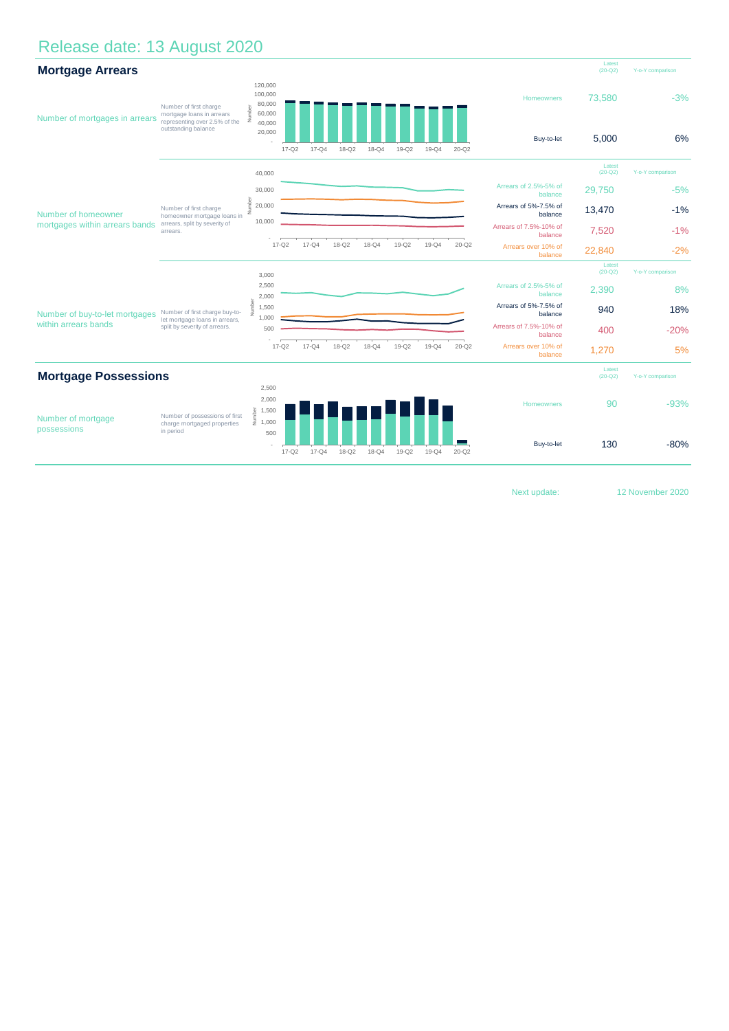# Release date: 13 August 2020

## Mortgage Arrears

| | | | Latest (20-Q2) | Y-o-Y comparison |
|---|---|---|---|---|
| Number of mortgages in arrears | Number of first charge mortgage loans in arrears representing over 2.5% of the outstanding balance | Homeowners | 73,580 | -3% |
| | | Buy-to-let | 5,000 | 6% |
| Number of homeowner mortgages within arrears bands | Number of first charge homeowner mortgage loans in arrears, split by severity of arrears. | Arrears of 2.5%-5% of balance | 29,750 | -5% |
| | | Arrears of 5%-7.5% of balance | 13,470 | -1% |
| | | Arrears of 7.5%-10% of balance | 7,520 | -1% |
| | | Arrears over 10% of balance | 22,840 | -2% |
| Number of buy-to-let mortgages within arrears bands | Number of first charge buy-to-let mortgage loans in arrears, split by severity of arrears. | Arrears of 2.5%-5% of balance | 2,390 | 8% |
| | | Arrears of 5%-7.5% of balance | 940 | 18% |
| | | Arrears of 7.5%-10% of balance | 400 | -20% |
| | | Arrears over 10% of balance | 1,270 | 5% |

## Mortgage Possessions

| | | | Latest (20-Q2) | Y-o-Y comparison |
|---|---|---|---|---|
| Number of mortgage possessions | Number of possessions of first charge mortgaged properties in period | Homeowners | 90 | -93% |
| | | Buy-to-let | 130 | -80% |

Next update: 12 November 2020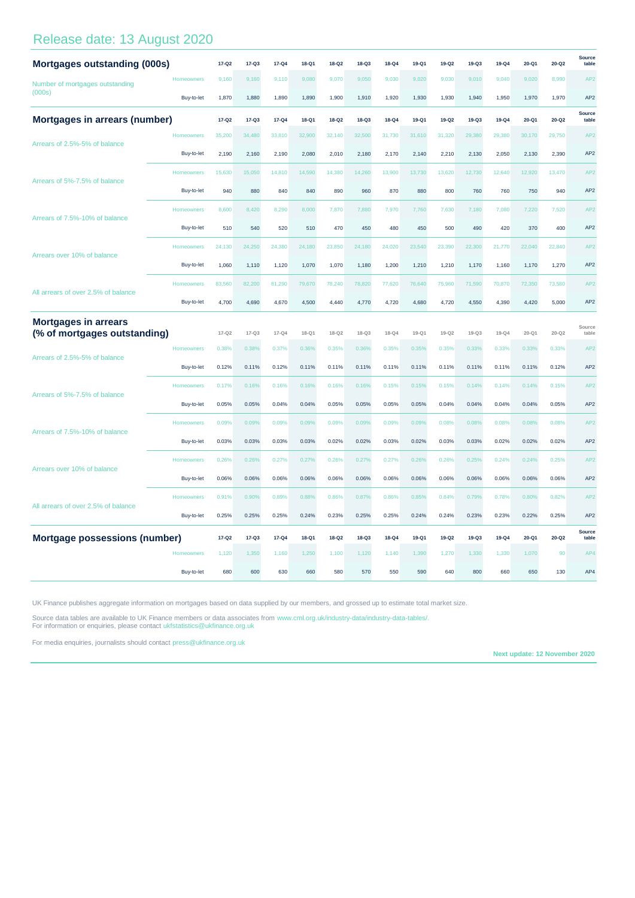Release date: 13 August 2020

## Mortgages outstanding (000s)

| | | 17-Q2 | 17-Q3 | 17-Q4 | 18-Q1 | 18-Q2 | 18-Q3 | 18-Q4 | 19-Q1 | 19-Q2 | 19-Q3 | 19-Q4 | 20-Q1 | 20-Q2 | Source table |
|---|---|---|---|---|---|---|---|---|---|---|---|---|---|---|---|
| Number of mortgages outstanding (000s) | Homeowners | 9,160 | 9,160 | 9,110 | 9,080 | 9,070 | 9,050 | 9,030 | 9,020 | 9,030 | 9,010 | 9,040 | 9,020 | 8,990 | AP2 |
| | Buy-to-let | 1,870 | 1,880 | 1,890 | 1,890 | 1,900 | 1,910 | 1,920 | 1,930 | 1,930 | 1,940 | 1,950 | 1,970 | 1,970 | AP2 |

## Mortgages in arrears (number)

| | | 17-Q2 | 17-Q3 | 17-Q4 | 18-Q1 | 18-Q2 | 18-Q3 | 18-Q4 | 19-Q1 | 19-Q2 | 19-Q3 | 19-Q4 | 20-Q1 | 20-Q2 | Source table |
|---|---|---|---|---|---|---|---|---|---|---|---|---|---|---|---|
| Arrears of 2.5%-5% of balance | Homeowners | 35,200 | 34,480 | 33,810 | 32,900 | 32,140 | 32,500 | 31,730 | 31,610 | 31,320 | 29,380 | 29,380 | 30,170 | 29,750 | AP2 |
| | Buy-to-let | 2,190 | 2,160 | 2,190 | 2,080 | 2,010 | 2,180 | 2,170 | 2,140 | 2,210 | 2,130 | 2,050 | 2,130 | 2,390 | AP2 |
| Arrears of 5%-7.5% of balance | Homeowners | 15,630 | 15,050 | 14,810 | 14,590 | 14,380 | 14,260 | 13,900 | 13,730 | 13,620 | 12,730 | 12,640 | 12,920 | 13,470 | AP2 |
| | Buy-to-let | 940 | 880 | 840 | 840 | 890 | 960 | 870 | 880 | 800 | 760 | 760 | 750 | 940 | AP2 |
| Arrears of 7.5%-10% of balance | Homeowners | 8,600 | 8,420 | 8,290 | 8,000 | 7,870 | 7,880 | 7,970 | 7,760 | 7,630 | 7,180 | 7,080 | 7,220 | 7,520 | AP2 |
| | Buy-to-let | 510 | 540 | 520 | 510 | 470 | 450 | 480 | 450 | 500 | 490 | 420 | 370 | 400 | AP2 |
| Arrears over 10% of balance | Homeowners | 24,130 | 24,250 | 24,380 | 24,180 | 23,850 | 24,180 | 24,020 | 23,540 | 23,390 | 22,300 | 21,770 | 22,040 | 22,840 | AP2 |
| | Buy-to-let | 1,060 | 1,110 | 1,120 | 1,070 | 1,070 | 1,180 | 1,200 | 1,210 | 1,210 | 1,170 | 1,160 | 1,170 | 1,270 | AP2 |
| All arrears of over 2.5% of balance | Homeowners | 83,560 | 82,200 | 81,290 | 79,670 | 78,240 | 78,820 | 77,620 | 76,640 | 75,960 | 71,590 | 70,870 | 72,350 | 73,580 | AP2 |
| | Buy-to-let | 4,700 | 4,690 | 4,670 | 4,500 | 4,440 | 4,770 | 4,720 | 4,680 | 4,720 | 4,550 | 4,390 | 4,420 | 5,000 | AP2 |

## Mortgages in arrears (% of mortgages outstanding)

| | | 17-Q2 | 17-Q3 | 17-Q4 | 18-Q1 | 18-Q2 | 18-Q3 | 18-Q4 | 19-Q1 | 19-Q2 | 19-Q3 | 19-Q4 | 20-Q1 | 20-Q2 | Source table |
|---|---|---|---|---|---|---|---|---|---|---|---|---|---|---|---|
| Arrears of 2.5%-5% of balance | Homeowners | 0.38% | 0.38% | 0.37% | 0.36% | 0.35% | 0.36% | 0.35% | 0.35% | 0.35% | 0.33% | 0.33% | 0.33% | 0.33% | AP2 |
| | Buy-to-let | 0.12% | 0.11% | 0.12% | 0.11% | 0.11% | 0.11% | 0.11% | 0.11% | 0.11% | 0.11% | 0.11% | 0.11% | 0.12% | AP2 |
| Arrears of 5%-7.5% of balance | Homeowners | 0.17% | 0.16% | 0.16% | 0.16% | 0.16% | 0.16% | 0.15% | 0.15% | 0.15% | 0.14% | 0.14% | 0.14% | 0.15% | AP2 |
| | Buy-to-let | 0.05% | 0.05% | 0.04% | 0.04% | 0.05% | 0.05% | 0.05% | 0.05% | 0.04% | 0.04% | 0.04% | 0.04% | 0.05% | AP2 |
| Arrears of 7.5%-10% of balance | Homeowners | 0.09% | 0.09% | 0.09% | 0.09% | 0.09% | 0.09% | 0.09% | 0.09% | 0.08% | 0.08% | 0.08% | 0.08% | 0.08% | AP2 |
| | Buy-to-let | 0.03% | 0.03% | 0.03% | 0.03% | 0.02% | 0.02% | 0.03% | 0.02% | 0.03% | 0.03% | 0.02% | 0.02% | 0.02% | AP2 |
| Arrears over 10% of balance | Homeowners | 0.26% | 0.26% | 0.27% | 0.27% | 0.26% | 0.27% | 0.27% | 0.26% | 0.26% | 0.25% | 0.24% | 0.24% | 0.25% | AP2 |
| | Buy-to-let | 0.06% | 0.06% | 0.06% | 0.06% | 0.06% | 0.06% | 0.06% | 0.06% | 0.06% | 0.06% | 0.06% | 0.06% | 0.06% | AP2 |
| All arrears of over 2.5% of balance | Homeowners | 0.91% | 0.90% | 0.89% | 0.88% | 0.86% | 0.87% | 0.86% | 0.85% | 0.84% | 0.79% | 0.78% | 0.80% | 0.82% | AP2 |
| | Buy-to-let | 0.25% | 0.25% | 0.25% | 0.24% | 0.23% | 0.25% | 0.25% | 0.24% | 0.24% | 0.23% | 0.23% | 0.22% | 0.25% | AP2 |

## Mortgage possessions (number)

| | | 17-Q2 | 17-Q3 | 17-Q4 | 18-Q1 | 18-Q2 | 18-Q3 | 18-Q4 | 19-Q1 | 19-Q2 | 19-Q3 | 19-Q4 | 20-Q1 | 20-Q2 | Source table |
|---|---|---|---|---|---|---|---|---|---|---|---|---|---|---|---|
| | Homeowners | 1,120 | 1,350 | 1,160 | 1,250 | 1,100 | 1,120 | 1,140 | 1,390 | 1,270 | 1,330 | 1,330 | 1,070 | 90 | AP4 |
| | Buy-to-let | 680 | 600 | 630 | 660 | 580 | 570 | 550 | 590 | 640 | 800 | 660 | 650 | 130 | AP4 |

UK Finance publishes aggregate information on mortgages based on data supplied by our members, and grossed up to estimate total market size.

Source data tables are available to UK Finance members or data associates from www.cml.org.uk/industry-data/industry-data-tables/.
For information or enquiries, please contact ukfstatistics@ukfinance.org.uk

For media enquiries, journalists should contact press@ukfinance.org.uk

**Next update: 12 November 2020**